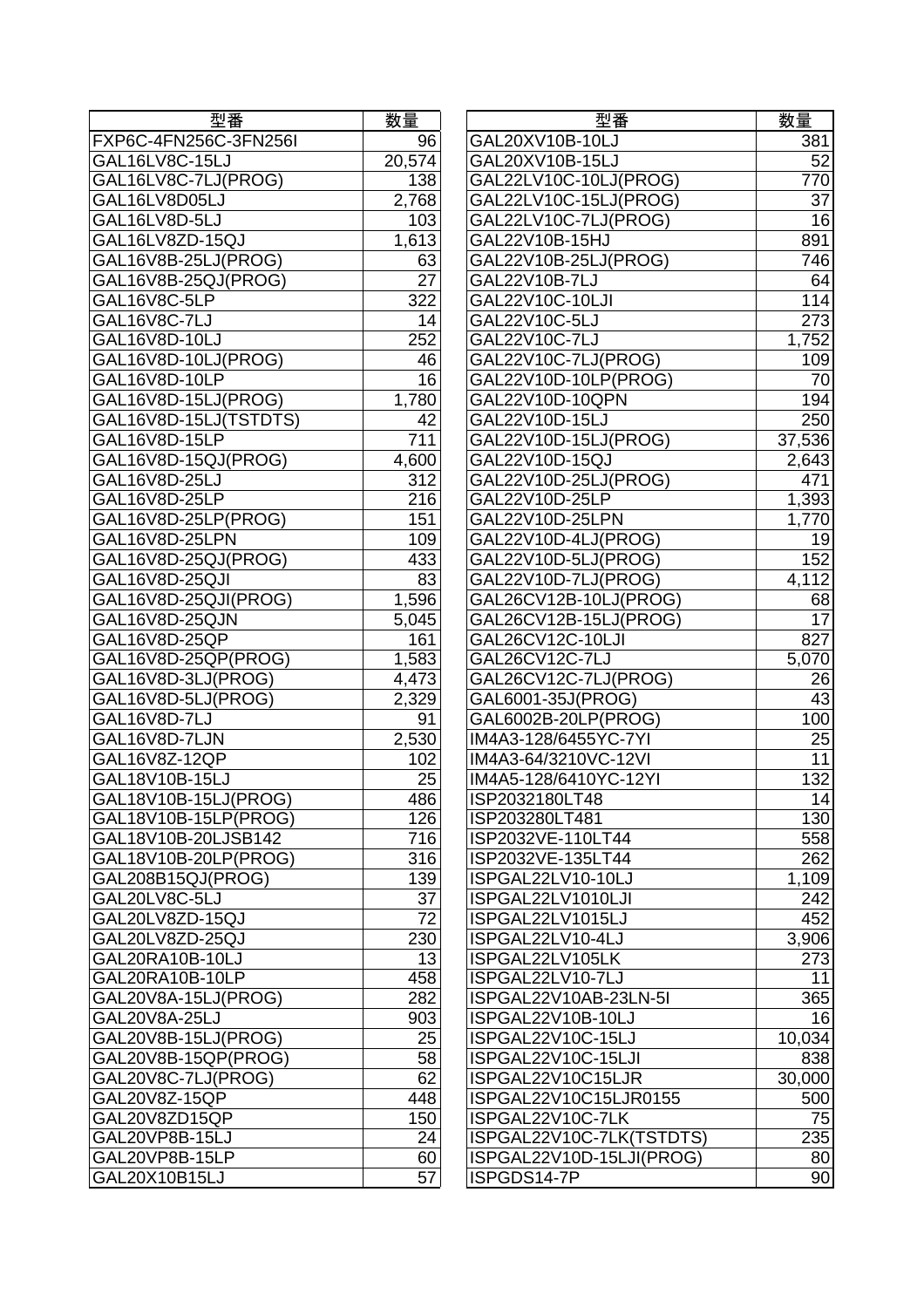| 型番 | 数量 |
| --- | --- |
| FXP6C-4FN256C-3FN256I | 96 |
| GAL16LV8C-15LJ | 20,574 |
| GAL16LV8C-7LJ(PROG) | 138 |
| GAL16LV8D05LJ | 2,768 |
| GAL16LV8D-5LJ | 103 |
| GAL16LV8ZD-15QJ | 1,613 |
| GAL16V8B-25LJ(PROG) | 63 |
| GAL16V8B-25QJ(PROG) | 27 |
| GAL16V8C-5LP | 322 |
| GAL16V8C-7LJ | 14 |
| GAL16V8D-10LJ | 252 |
| GAL16V8D-10LJ(PROG) | 46 |
| GAL16V8D-10LP | 16 |
| GAL16V8D-15LJ(PROG) | 1,780 |
| GAL16V8D-15LJ(TSTDTS) | 42 |
| GAL16V8D-15LP | 711 |
| GAL16V8D-15QJ(PROG) | 4,600 |
| GAL16V8D-25LJ | 312 |
| GAL16V8D-25LP | 216 |
| GAL16V8D-25LP(PROG) | 151 |
| GAL16V8D-25LPN | 109 |
| GAL16V8D-25QJ(PROG) | 433 |
| GAL16V8D-25QJI | 83 |
| GAL16V8D-25QJI(PROG) | 1,596 |
| GAL16V8D-25QJN | 5,045 |
| GAL16V8D-25QP | 161 |
| GAL16V8D-25QP(PROG) | 1,583 |
| GAL16V8D-3LJ(PROG) | 4,473 |
| GAL16V8D-5LJ(PROG) | 2,329 |
| GAL16V8D-7LJ | 91 |
| GAL16V8D-7LJN | 2,530 |
| GAL16V8Z-12QP | 102 |
| GAL18V10B-15LJ | 25 |
| GAL18V10B-15LJ(PROG) | 486 |
| GAL18V10B-15LP(PROG) | 126 |
| GAL18V10B-20LJSB142 | 716 |
| GAL18V10B-20LP(PROG) | 316 |
| GAL208B15QJ(PROG) | 139 |
| GAL20LV8C-5LJ | 37 |
| GAL20LV8ZD-15QJ | 72 |
| GAL20LV8ZD-25QJ | 230 |
| GAL20RA10B-10LJ | 13 |
| GAL20RA10B-10LP | 458 |
| GAL20V8A-15LJ(PROG) | 282 |
| GAL20V8A-25LJ | 903 |
| GAL20V8B-15LJ(PROG) | 25 |
| GAL20V8B-15QP(PROG) | 58 |
| GAL20V8C-7LJ(PROG) | 62 |
| GAL20V8Z-15QP | 448 |
| GAL20V8ZD15QP | 150 |
| GAL20VP8B-15LJ | 24 |
| GAL20VP8B-15LP | 60 |
| GAL20X10B15LJ | 57 |
| GAL20XV10B-10LJ | 381 |
| GAL20XV10B-15LJ | 52 |
| GAL22LV10C-10LJ(PROG) | 770 |
| GAL22LV10C-15LJ(PROG) | 37 |
| GAL22LV10C-7LJ(PROG) | 16 |
| GAL22V10B-15HJ | 891 |
| GAL22V10B-25LJ(PROG) | 746 |
| GAL22V10B-7LJ | 64 |
| GAL22V10C-10LJI | 114 |
| GAL22V10C-5LJ | 273 |
| GAL22V10C-7LJ | 1,752 |
| GAL22V10C-7LJ(PROG) | 109 |
| GAL22V10D-10LP(PROG) | 70 |
| GAL22V10D-10QPN | 194 |
| GAL22V10D-15LJ | 250 |
| GAL22V10D-15LJ(PROG) | 37,536 |
| GAL22V10D-15QJ | 2,643 |
| GAL22V10D-25LJ(PROG) | 471 |
| GAL22V10D-25LP | 1,393 |
| GAL22V10D-25LPN | 1,770 |
| GAL22V10D-4LJ(PROG) | 19 |
| GAL22V10D-5LJ(PROG) | 152 |
| GAL22V10D-7LJ(PROG) | 4,112 |
| GAL26CV12B-10LJ(PROG) | 68 |
| GAL26CV12B-15LJ(PROG) | 17 |
| GAL26CV12C-10LJI | 827 |
| GAL26CV12C-7LJ | 5,070 |
| GAL26CV12C-7LJ(PROG) | 26 |
| GAL6001-35J(PROG) | 43 |
| GAL6002B-20LP(PROG) | 100 |
| IM4A3-128/6455YC-7YI | 25 |
| IM4A3-64/3210VC-12VI | 11 |
| IM4A5-128/6410YC-12YI | 132 |
| ISP2032180LT48 | 14 |
| ISP203280LT481 | 130 |
| ISP2032VE-110LT44 | 558 |
| ISP2032VE-135LT44 | 262 |
| ISPGAL22LV10-10LJ | 1,109 |
| ISPGAL22LV1010LJI | 242 |
| ISPGAL22LV1015LJ | 452 |
| ISPGAL22LV10-4LJ | 3,906 |
| ISPGAL22LV105LK | 273 |
| ISPGAL22LV10-7LJ | 11 |
| ISPGAL22V10AB-23LN-5I | 365 |
| ISPGAL22V10B-10LJ | 16 |
| ISPGAL22V10C-15LJ | 10,034 |
| ISPGAL22V10C-15LJI | 838 |
| ISPGAL22V10C15LJR | 30,000 |
| ISPGAL22V10C15LJR0155 | 500 |
| ISPGAL22V10C-7LK | 75 |
| ISPGAL22V10C-7LK(TSTDTS) | 235 |
| ISPGAL22V10D-15LJI(PROG) | 80 |
| ISPGDS14-7P | 90 |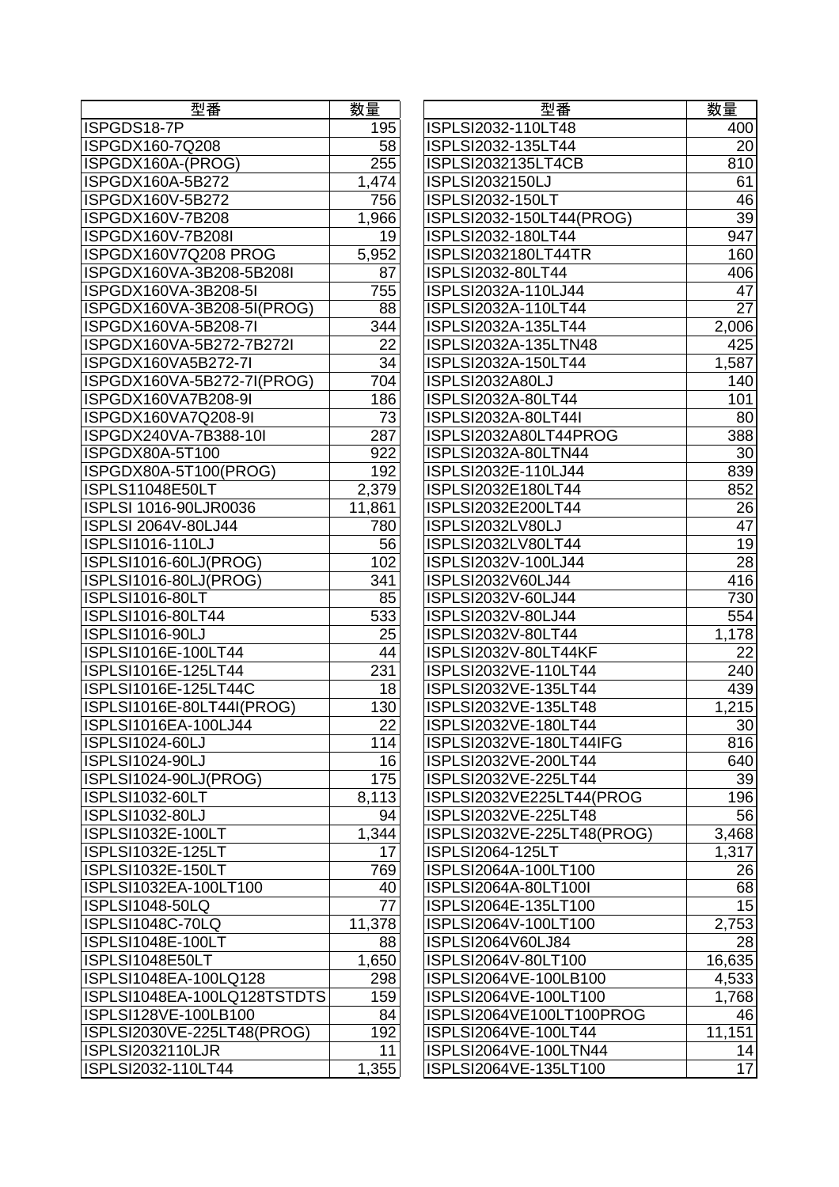| 型番 | 数量 |
| --- | --- |
| ISPGDS18-7P | 195 |
| ISPGDX160-7Q208 | 58 |
| ISPGDX160A-(PROG) | 255 |
| ISPGDX160A-5B272 | 1,474 |
| ISPGDX160V-5B272 | 756 |
| ISPGDX160V-7B208 | 1,966 |
| ISPGDX160V-7B208I | 19 |
| ISPGDX160V7Q208 PROG | 5,952 |
| ISPGDX160VA-3B208-5B208I | 87 |
| ISPGDX160VA-3B208-5I | 755 |
| ISPGDX160VA-3B208-5I(PROG) | 88 |
| ISPGDX160VA-5B208-7I | 344 |
| ISPGDX160VA-5B272-7B272I | 22 |
| ISPGDX160VA5B272-7I | 34 |
| ISPGDX160VA-5B272-7I(PROG) | 704 |
| ISPGDX160VA7B208-9I | 186 |
| ISPGDX160VA7Q208-9I | 73 |
| ISPGDX240VA-7B388-10I | 287 |
| ISPGDX80A-5T100 | 922 |
| ISPGDX80A-5T100(PROG) | 192 |
| ISPLS11048E50LT | 2,379 |
| ISPLSI 1016-90LJR0036 | 11,861 |
| ISPLSI 2064V-80LJ44 | 780 |
| ISPLSI1016-110LJ | 56 |
| ISPLSI1016-60LJ(PROG) | 102 |
| ISPLSI1016-80LJ(PROG) | 341 |
| ISPLSI1016-80LT | 85 |
| ISPLSI1016-80LT44 | 533 |
| ISPLSI1016-90LJ | 25 |
| ISPLSI1016E-100LT44 | 44 |
| ISPLSI1016E-125LT44 | 231 |
| ISPLSI1016E-125LT44C | 18 |
| ISPLSI1016E-80LT44I(PROG) | 130 |
| ISPLSI1016EA-100LJ44 | 22 |
| ISPLSI1024-60LJ | 114 |
| ISPLSI1024-90LJ | 16 |
| ISPLSI1024-90LJ(PROG) | 175 |
| ISPLSI1032-60LT | 8,113 |
| ISPLSI1032-80LJ | 94 |
| ISPLSI1032E-100LT | 1,344 |
| ISPLSI1032E-125LT | 17 |
| ISPLSI1032E-150LT | 769 |
| ISPLSI1032EA-100LT100 | 40 |
| ISPLSI1048-50LQ | 77 |
| ISPLSI1048C-70LQ | 11,378 |
| ISPLSI1048E-100LT | 88 |
| ISPLSI1048E50LT | 1,650 |
| ISPLSI1048EA-100LQ128 | 298 |
| ISPLSI1048EA-100LQ128TSTDTS | 159 |
| ISPLSI128VE-100LB100 | 84 |
| ISPLSI2030VE-225LT48(PROG) | 192 |
| ISPLSI2032110LJR | 11 |
| ISPLSI2032-110LT44 | 1,355 |
| ISPLSI2032-110LT48 | 400 |
| ISPLSI2032-135LT44 | 20 |
| ISPLSI2032135LT4CB | 810 |
| ISPLSI2032150LJ | 61 |
| ISPLSI2032-150LT | 46 |
| ISPLSI2032-150LT44(PROG) | 39 |
| ISPLSI2032-180LT44 | 947 |
| ISPLSI2032180LT44TR | 160 |
| ISPLSI2032-80LT44 | 406 |
| ISPLSI2032A-110LJ44 | 47 |
| ISPLSI2032A-110LT44 | 27 |
| ISPLSI2032A-135LT44 | 2,006 |
| ISPLSI2032A-135LTN48 | 425 |
| ISPLSI2032A-150LT44 | 1,587 |
| ISPLSI2032A80LJ | 140 |
| ISPLSI2032A-80LT44 | 101 |
| ISPLSI2032A-80LT44I | 80 |
| ISPLSI2032A80LT44PROG | 388 |
| ISPLSI2032A-80LTN44 | 30 |
| ISPLSI2032E-110LJ44 | 839 |
| ISPLSI2032E180LT44 | 852 |
| ISPLSI2032E200LT44 | 26 |
| ISPLSI2032LV80LJ | 47 |
| ISPLSI2032LV80LT44 | 19 |
| ISPLSI2032V-100LJ44 | 28 |
| ISPLSI2032V60LJ44 | 416 |
| ISPLSI2032V-60LJ44 | 730 |
| ISPLSI2032V-80LJ44 | 554 |
| ISPLSI2032V-80LT44 | 1,178 |
| ISPLSI2032V-80LT44KF | 22 |
| ISPLSI2032VE-110LT44 | 240 |
| ISPLSI2032VE-135LT44 | 439 |
| ISPLSI2032VE-135LT48 | 1,215 |
| ISPLSI2032VE-180LT44 | 30 |
| ISPLSI2032VE-180LT44IFG | 816 |
| ISPLSI2032VE-200LT44 | 640 |
| ISPLSI2032VE-225LT44 | 39 |
| ISPLSI2032VE225LT44(PROG | 196 |
| ISPLSI2032VE-225LT48 | 56 |
| ISPLSI2032VE-225LT48(PROG) | 3,468 |
| ISPLSI2064-125LT | 1,317 |
| ISPLSI2064A-100LT100 | 26 |
| ISPLSI2064A-80LT100I | 68 |
| ISPLSI2064E-135LT100 | 15 |
| ISPLSI2064V-100LT100 | 2,753 |
| ISPLSI2064V60LJ84 | 28 |
| ISPLSI2064V-80LT100 | 16,635 |
| ISPLSI2064VE-100LB100 | 4,533 |
| ISPLSI2064VE-100LT100 | 1,768 |
| ISPLSI2064VE100LT100PROG | 46 |
| ISPLSI2064VE-100LT44 | 11,151 |
| ISPLSI2064VE-100LTN44 | 14 |
| ISPLSI2064VE-135LT100 | 17 |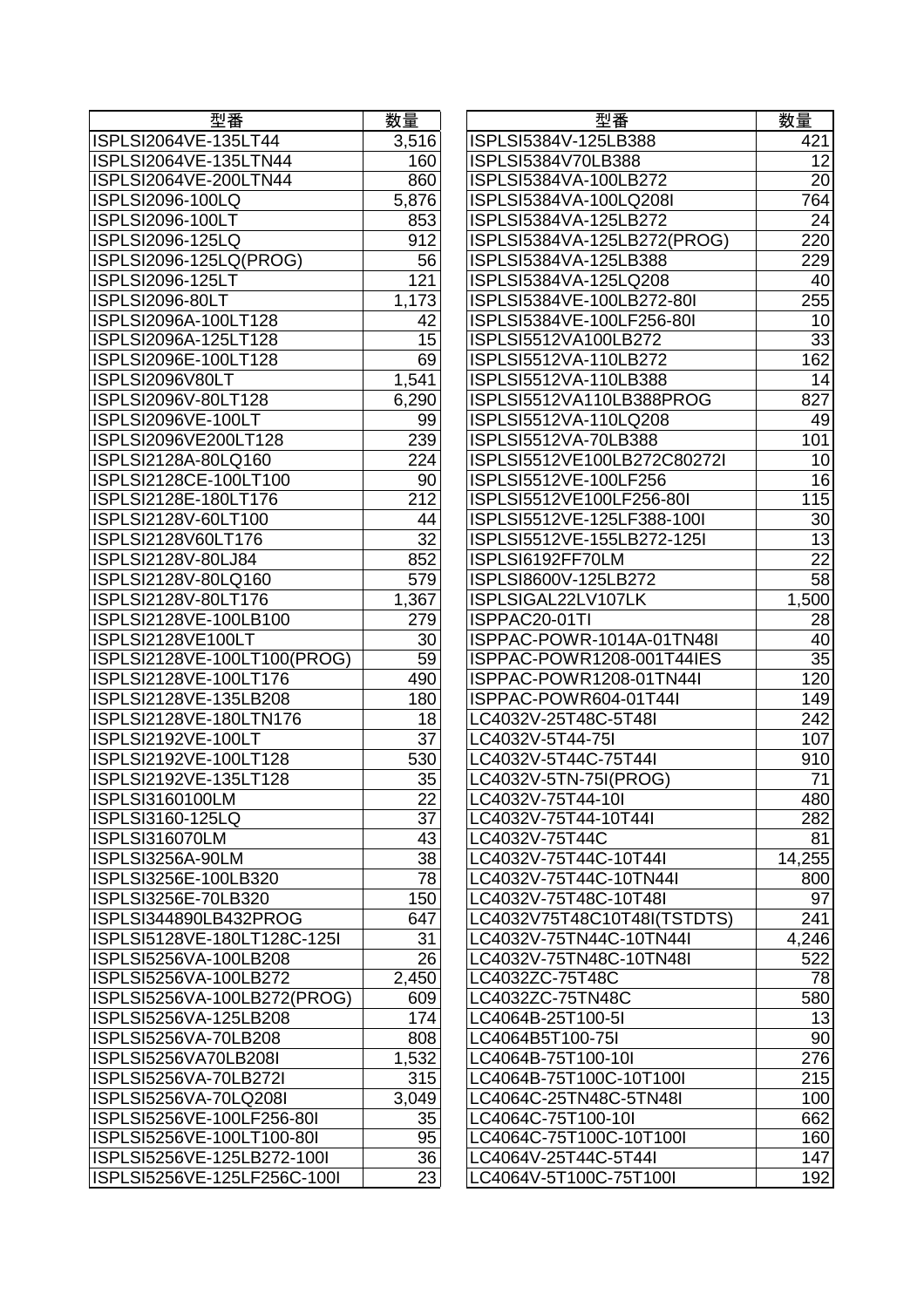| 型番 | 数量 |
|---|---|
| ISPLSI2064VE-135LT44 | 3,516 |
| ISPLSI2064VE-135LTN44 | 160 |
| ISPLSI2064VE-200LTN44 | 860 |
| ISPLSI2096-100LQ | 5,876 |
| ISPLSI2096-100LT | 853 |
| ISPLSI2096-125LQ | 912 |
| ISPLSI2096-125LQ(PROG) | 56 |
| ISPLSI2096-125LT | 121 |
| ISPLSI2096-80LT | 1,173 |
| ISPLSI2096A-100LT128 | 42 |
| ISPLSI2096A-125LT128 | 15 |
| ISPLSI2096E-100LT128 | 69 |
| ISPLSI2096V80LT | 1,541 |
| ISPLSI2096V-80LT128 | 6,290 |
| ISPLSI2096VE-100LT | 99 |
| ISPLSI2096VE200LT128 | 239 |
| ISPLSI2128A-80LQ160 | 224 |
| ISPLSI2128CE-100LT100 | 90 |
| ISPLSI2128E-180LT176 | 212 |
| ISPLSI2128V-60LT100 | 44 |
| ISPLSI2128V60LT176 | 32 |
| ISPLSI2128V-80LJ84 | 852 |
| ISPLSI2128V-80LQ160 | 579 |
| ISPLSI2128V-80LT176 | 1,367 |
| ISPLSI2128VE-100LB100 | 279 |
| ISPLSI2128VE100LT | 30 |
| ISPLSI2128VE-100LT100(PROG) | 59 |
| ISPLSI2128VE-100LT176 | 490 |
| ISPLSI2128VE-135LB208 | 180 |
| ISPLSI2128VE-180LTN176 | 18 |
| ISPLSI2192VE-100LT | 37 |
| ISPLSI2192VE-100LT128 | 530 |
| ISPLSI2192VE-135LT128 | 35 |
| ISPLSI3160100LM | 22 |
| ISPLSI3160-125LQ | 37 |
| ISPLSI316070LM | 43 |
| ISPLSI3256A-90LM | 38 |
| ISPLSI3256E-100LB320 | 78 |
| ISPLSI3256E-70LB320 | 150 |
| ISPLSI344890LB432PROG | 647 |
| ISPLSI5128VE-180LT128C-125I | 31 |
| ISPLSI5256VA-100LB208 | 26 |
| ISPLSI5256VA-100LB272 | 2,450 |
| ISPLSI5256VA-100LB272(PROG) | 609 |
| ISPLSI5256VA-125LB208 | 174 |
| ISPLSI5256VA-70LB208 | 808 |
| ISPLSI5256VA70LB208I | 1,532 |
| ISPLSI5256VA-70LB272I | 315 |
| ISPLSI5256VA-70LQ208I | 3,049 |
| ISPLSI5256VE-100LF256-80I | 35 |
| ISPLSI5256VE-100LT100-80I | 95 |
| ISPLSI5256VE-125LB272-100I | 36 |
| ISPLSI5256VE-125LF256C-100I | 23 |
| ISPLSI5384V-125LB388 | 421 |
| ISPLSI5384V70LB388 | 12 |
| ISPLSI5384VA-100LB272 | 20 |
| ISPLSI5384VA-100LQ208I | 764 |
| ISPLSI5384VA-125LB272 | 24 |
| ISPLSI5384VA-125LB272(PROG) | 220 |
| ISPLSI5384VA-125LB388 | 229 |
| ISPLSI5384VA-125LQ208 | 40 |
| ISPLSI5384VE-100LB272-80I | 255 |
| ISPLSI5384VE-100LF256-80I | 10 |
| ISPLSI5512VA100LB272 | 33 |
| ISPLSI5512VA-110LB272 | 162 |
| ISPLSI5512VA-110LB388 | 14 |
| ISPLSI5512VA110LB388PROG | 827 |
| ISPLSI5512VA-110LQ208 | 49 |
| ISPLSI5512VA-70LB388 | 101 |
| ISPLSI5512VE100LB272C80272I | 10 |
| ISPLSI5512VE-100LF256 | 16 |
| ISPLSI5512VE100LF256-80I | 115 |
| ISPLSI5512VE-125LF388-100I | 30 |
| ISPLSI5512VE-155LB272-125I | 13 |
| ISPLSI6192FF70LM | 22 |
| ISPLSI8600V-125LB272 | 58 |
| ISPLSIGAL22LV107LK | 1,500 |
| ISPPAC20-01TI | 28 |
| ISPPAC-POWR-1014A-01TN48I | 40 |
| ISPPAC-POWR1208-001T44IES | 35 |
| ISPPAC-POWR1208-01TN44I | 120 |
| ISPPAC-POWR604-01T44I | 149 |
| LC4032V-25T48C-5T48I | 242 |
| LC4032V-5T44-75I | 107 |
| LC4032V-5T44C-75T44I | 910 |
| LC4032V-5TN-75I(PROG) | 71 |
| LC4032V-75T44-10I | 480 |
| LC4032V-75T44-10T44I | 282 |
| LC4032V-75T44C | 81 |
| LC4032V-75T44C-10T44I | 14,255 |
| LC4032V-75T44C-10TN44I | 800 |
| LC4032V-75T48C-10T48I | 97 |
| LC4032V75T48C10T48I(TSTDTS) | 241 |
| LC4032V-75TN44C-10TN44I | 4,246 |
| LC4032V-75TN48C-10TN48I | 522 |
| LC4032ZC-75T48C | 78 |
| LC4032ZC-75TN48C | 580 |
| LC4064B-25T100-5I | 13 |
| LC4064B5T100-75I | 90 |
| LC4064B-75T100-10I | 276 |
| LC4064B-75T100C-10T100I | 215 |
| LC4064C-25TN48C-5TN48I | 100 |
| LC4064C-75T100-10I | 662 |
| LC4064C-75T100C-10T100I | 160 |
| LC4064V-25T44C-5T44I | 147 |
| LC4064V-5T100C-75T100I | 192 |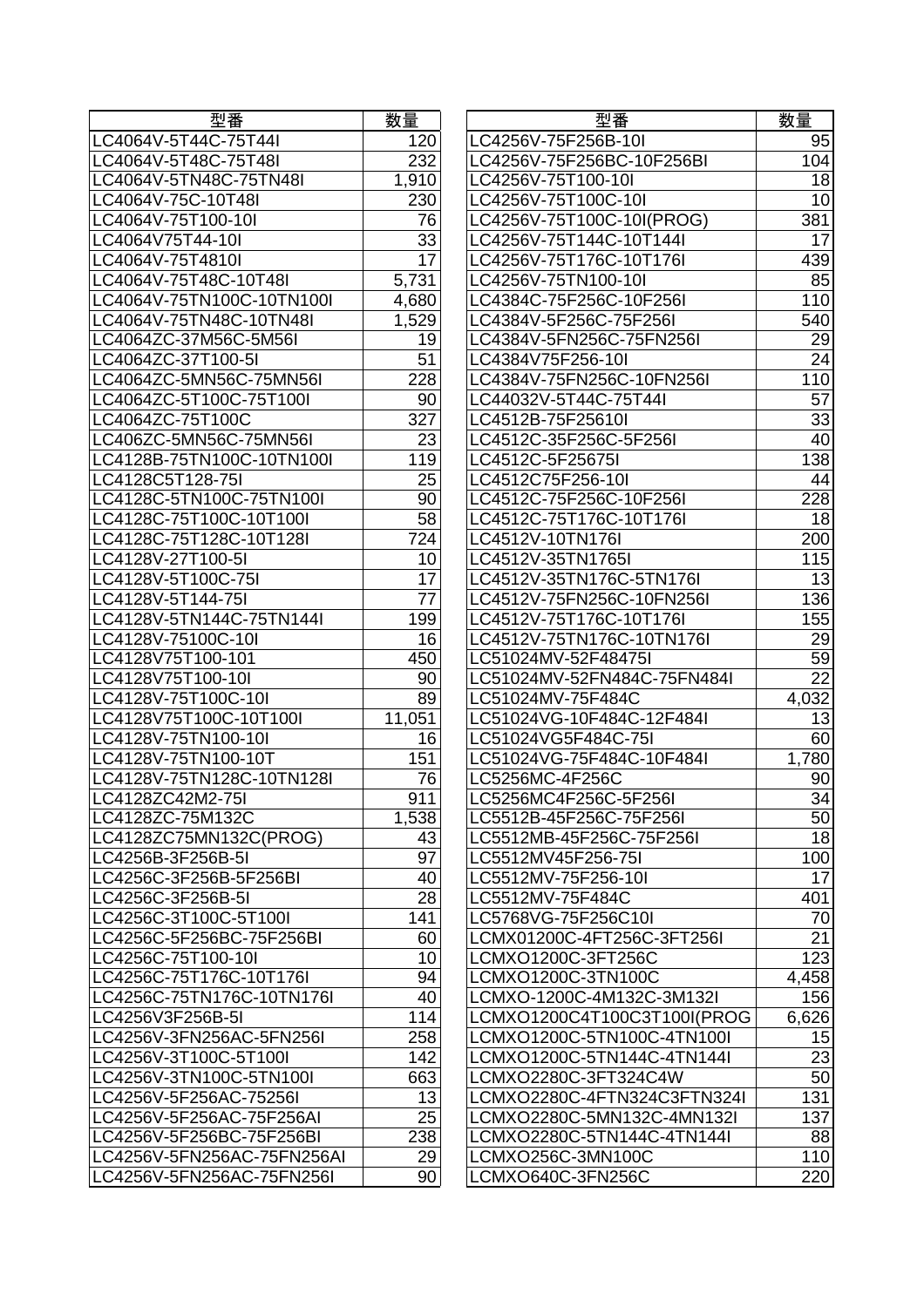| 型番 | 数量 |
| --- | --- |
| LC4064V-5T44C-75T44I | 120 |
| LC4064V-5T48C-75T48I | 232 |
| LC4064V-5TN48C-75TN48I | 1,910 |
| LC4064V-75C-10T48I | 230 |
| LC4064V-75T100-10I | 76 |
| LC4064V75T44-10I | 33 |
| LC4064V-75T4810I | 17 |
| LC4064V-75T48C-10T48I | 5,731 |
| LC4064V-75TN100C-10TN100I | 4,680 |
| LC4064V-75TN48C-10TN48I | 1,529 |
| LC4064ZC-37M56C-5M56I | 19 |
| LC4064ZC-37T100-5I | 51 |
| LC4064ZC-5MN56C-75MN56I | 228 |
| LC4064ZC-5T100C-75T100I | 90 |
| LC4064ZC-75T100C | 327 |
| LC406ZC-5MN56C-75MN56I | 23 |
| LC4128B-75TN100C-10TN100I | 119 |
| LC4128C5T128-75I | 25 |
| LC4128C-5TN100C-75TN100I | 90 |
| LC4128C-75T100C-10T100I | 58 |
| LC4128C-75T128C-10T128I | 724 |
| LC4128V-27T100-5I | 10 |
| LC4128V-5T100C-75I | 17 |
| LC4128V-5T144-75I | 77 |
| LC4128V-5TN144C-75TN144I | 199 |
| LC4128V-75100C-10I | 16 |
| LC4128V75T100-101 | 450 |
| LC4128V75T100-10I | 90 |
| LC4128V-75T100C-10I | 89 |
| LC4128V75T100C-10T100I | 11,051 |
| LC4128V-75TN100-10I | 16 |
| LC4128V-75TN100-10T | 151 |
| LC4128V-75TN128C-10TN128I | 76 |
| LC4128ZC42M2-75I | 911 |
| LC4128ZC-75M132C | 1,538 |
| LC4128ZC75MN132C(PROG) | 43 |
| LC4256B-3F256B-5I | 97 |
| LC4256C-3F256B-5F256BI | 40 |
| LC4256C-3F256B-5I | 28 |
| LC4256C-3T100C-5T100I | 141 |
| LC4256C-5F256BC-75F256BI | 60 |
| LC4256C-75T100-10I | 10 |
| LC4256C-75T176C-10T176I | 94 |
| LC4256C-75TN176C-10TN176I | 40 |
| LC4256V3F256B-5I | 114 |
| LC4256V-3FN256AC-5FN256I | 258 |
| LC4256V-3T100C-5T100I | 142 |
| LC4256V-3TN100C-5TN100I | 663 |
| LC4256V-5F256AC-75256I | 13 |
| LC4256V-5F256AC-75F256AI | 25 |
| LC4256V-5F256BC-75F256BI | 238 |
| LC4256V-5FN256AC-75FN256AI | 29 |
| LC4256V-5FN256AC-75FN256I | 90 |
| LC4256V-75F256B-10I | 95 |
| LC4256V-75F256BC-10F256BI | 104 |
| LC4256V-75T100-10I | 18 |
| LC4256V-75T100C-10I | 10 |
| LC4256V-75T100C-10I(PROG) | 381 |
| LC4256V-75T144C-10T144I | 17 |
| LC4256V-75T176C-10T176I | 439 |
| LC4256V-75TN100-10I | 85 |
| LC4384C-75F256C-10F256I | 110 |
| LC4384V-5F256C-75F256I | 540 |
| LC4384V-5FN256C-75FN256I | 29 |
| LC4384V75F256-10I | 24 |
| LC4384V-75FN256C-10FN256I | 110 |
| LC44032V-5T44C-75T44I | 57 |
| LC4512B-75F25610I | 33 |
| LC4512C-35F256C-5F256I | 40 |
| LC4512C-5F25675I | 138 |
| LC4512C75F256-10I | 44 |
| LC4512C-75F256C-10F256I | 228 |
| LC4512C-75T176C-10T176I | 18 |
| LC4512V-10TN176I | 200 |
| LC4512V-35TN1765I | 115 |
| LC4512V-35TN176C-5TN176I | 13 |
| LC4512V-75FN256C-10FN256I | 136 |
| LC4512V-75T176C-10T176I | 155 |
| LC4512V-75TN176C-10TN176I | 29 |
| LC51024MV-52F48475I | 59 |
| LC51024MV-52FN484C-75FN484I | 22 |
| LC51024MV-75F484C | 4,032 |
| LC51024VG-10F484C-12F484I | 13 |
| LC51024VG5F484C-75I | 60 |
| LC51024VG-75F484C-10F484I | 1,780 |
| LC5256MC-4F256C | 90 |
| LC5256MC4F256C-5F256I | 34 |
| LC5512B-45F256C-75F256I | 50 |
| LC5512MB-45F256C-75F256I | 18 |
| LC5512MV45F256-75I | 100 |
| LC5512MV-75F256-10I | 17 |
| LC5512MV-75F484C | 401 |
| LC5768VG-75F256C10I | 70 |
| LCMX01200C-4FT256C-3FT256I | 21 |
| LCMXO1200C-3FT256C | 123 |
| LCMXO1200C-3TN100C | 4,458 |
| LCMXO-1200C-4M132C-3M132I | 156 |
| LCMXO1200C4T100C3T100I(PROG | 6,626 |
| LCMXO1200C-5TN100C-4TN100I | 15 |
| LCMXO1200C-5TN144C-4TN144I | 23 |
| LCMXO2280C-3FT324C4W | 50 |
| LCMXO2280C-4FTN324C3FTN324I | 131 |
| LCMXO2280C-5MN132C-4MN132I | 137 |
| LCMXO2280C-5TN144C-4TN144I | 88 |
| LCMXO256C-3MN100C | 110 |
| LCMXO640C-3FN256C | 220 |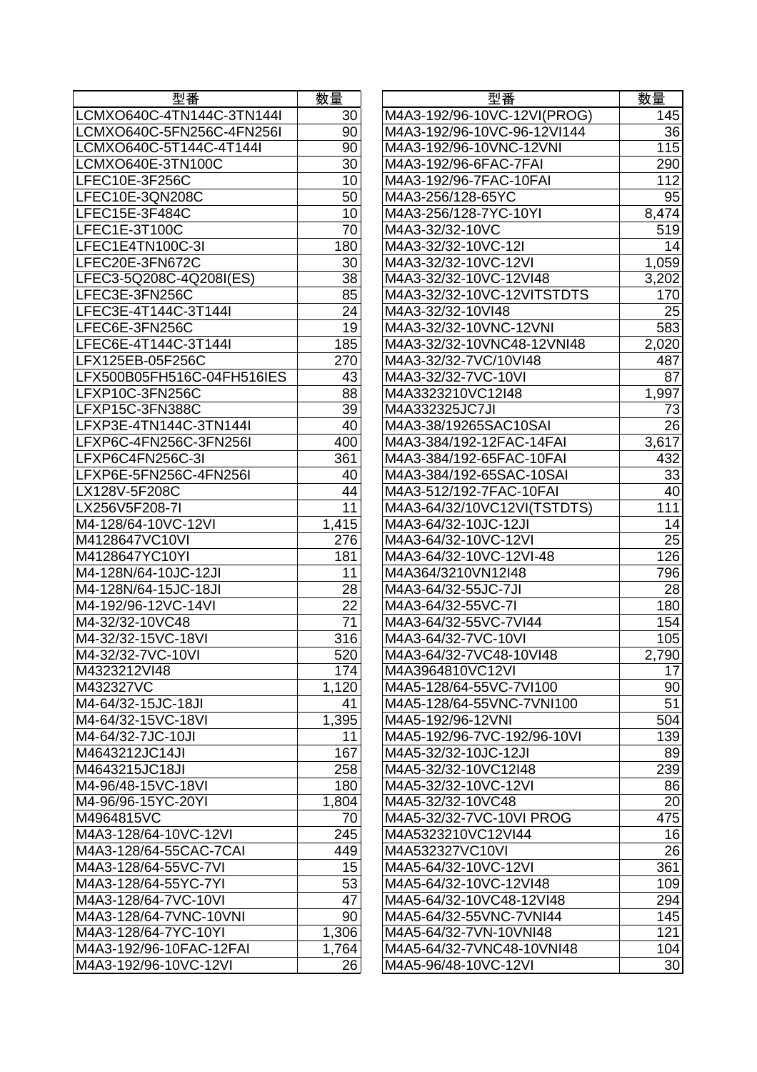| 型番 | 数量 |
|---|---|
| LCMXO640C-4TN144C-3TN144I | 30 |
| LCMXO640C-5FN256C-4FN256I | 90 |
| LCMXO640C-5T144C-4T144I | 90 |
| LCMXO640E-3TN100C | 30 |
| LFEC10E-3F256C | 10 |
| LFEC10E-3QN208C | 50 |
| LFEC15E-3F484C | 10 |
| LFEC1E-3T100C | 70 |
| LFEC1E4TN100C-3I | 180 |
| LFEC20E-3FN672C | 30 |
| LFEC3-5Q208C-4Q208I(ES) | 38 |
| LFEC3E-3FN256C | 85 |
| LFEC3E-4T144C-3T144I | 24 |
| LFEC6E-3FN256C | 19 |
| LFEC6E-4T144C-3T144I | 185 |
| LFX125EB-05F256C | 270 |
| LFX500B05FH516C-04FH516IES | 43 |
| LFXP10C-3FN256C | 88 |
| LFXP15C-3FN388C | 39 |
| LFXP3E-4TN144C-3TN144I | 40 |
| LFXP6C-4FN256C-3FN256I | 400 |
| LFXP6C4FN256C-3I | 361 |
| LFXP6E-5FN256C-4FN256I | 40 |
| LX128V-5F208C | 44 |
| LX256V5F208-7I | 11 |
| M4-128/64-10VC-12VI | 1,415 |
| M4128647VC10VI | 276 |
| M4128647YC10YI | 181 |
| M4-128N/64-10JC-12JI | 11 |
| M4-128N/64-15JC-18JI | 28 |
| M4-192/96-12VC-14VI | 22 |
| M4-32/32-10VC48 | 71 |
| M4-32/32-15VC-18VI | 316 |
| M4-32/32-7VC-10VI | 520 |
| M4323212VI48 | 174 |
| M432327VC | 1,120 |
| M4-64/32-15JC-18JI | 41 |
| M4-64/32-15VC-18VI | 1,395 |
| M4-64/32-7JC-10JI | 11 |
| M4643212JC14JI | 167 |
| M4643215JC18JI | 258 |
| M4-96/48-15VC-18VI | 180 |
| M4-96/96-15YC-20YI | 1,804 |
| M4964815VC | 70 |
| M4A3-128/64-10VC-12VI | 245 |
| M4A3-128/64-55CAC-7CAI | 449 |
| M4A3-128/64-55VC-7VI | 15 |
| M4A3-128/64-55YC-7YI | 53 |
| M4A3-128/64-7VC-10VI | 47 |
| M4A3-128/64-7VNC-10VNI | 90 |
| M4A3-128/64-7YC-10YI | 1,306 |
| M4A3-192/96-10FAC-12FAI | 1,764 |
| M4A3-192/96-10VC-12VI | 26 |
| M4A3-192/96-10VC-12VI(PROG) | 145 |
| M4A3-192/96-10VC-96-12VI144 | 36 |
| M4A3-192/96-10VNC-12VNI | 115 |
| M4A3-192/96-6FAC-7FAI | 290 |
| M4A3-192/96-7FAC-10FAI | 112 |
| M4A3-256/128-65YC | 95 |
| M4A3-256/128-7YC-10YI | 8,474 |
| M4A3-32/32-10VC | 519 |
| M4A3-32/32-10VC-12I | 14 |
| M4A3-32/32-10VC-12VI | 1,059 |
| M4A3-32/32-10VC-12VI48 | 3,202 |
| M4A3-32/32-10VC-12VITSTDTS | 170 |
| M4A3-32/32-10VI48 | 25 |
| M4A3-32/32-10VNC-12VNI | 583 |
| M4A3-32/32-10VNC48-12VNI48 | 2,020 |
| M4A3-32/32-7VC/10VI48 | 487 |
| M4A3-32/32-7VC-10VI | 87 |
| M4A3323210VC12I48 | 1,997 |
| M4A332325JC7JI | 73 |
| M4A3-38/19265SAC10SAI | 26 |
| M4A3-384/192-12FAC-14FAI | 3,617 |
| M4A3-384/192-65FAC-10FAI | 432 |
| M4A3-384/192-65SAC-10SAI | 33 |
| M4A3-512/192-7FAC-10FAI | 40 |
| M4A3-64/32/10VC12VI(TSTDTS) | 111 |
| M4A3-64/32-10JC-12JI | 14 |
| M4A3-64/32-10VC-12VI | 25 |
| M4A3-64/32-10VC-12VI-48 | 126 |
| M4A364/3210VN12I48 | 796 |
| M4A3-64/32-55JC-7JI | 28 |
| M4A3-64/32-55VC-7I | 180 |
| M4A3-64/32-55VC-7VI44 | 154 |
| M4A3-64/32-7VC-10VI | 105 |
| M4A3-64/32-7VC48-10VI48 | 2,790 |
| M4A3964810VC12VI | 17 |
| M4A5-128/64-55VC-7VI100 | 90 |
| M4A5-128/64-55VNC-7VNI100 | 51 |
| M4A5-192/96-12VNI | 504 |
| M4A5-192/96-7VC-192/96-10VI | 139 |
| M4A5-32/32-10JC-12JI | 89 |
| M4A5-32/32-10VC12I48 | 239 |
| M4A5-32/32-10VC-12VI | 86 |
| M4A5-32/32-10VC48 | 20 |
| M4A5-32/32-7VC-10VI PROG | 475 |
| M4A5323210VC12VI44 | 16 |
| M4A532327VC10VI | 26 |
| M4A5-64/32-10VC-12VI | 361 |
| M4A5-64/32-10VC-12VI48 | 109 |
| M4A5-64/32-10VC48-12VI48 | 294 |
| M4A5-64/32-55VNC-7VNI44 | 145 |
| M4A5-64/32-7VN-10VNI48 | 121 |
| M4A5-64/32-7VNC48-10VNI48 | 104 |
| M4A5-96/48-10VC-12VI | 30 |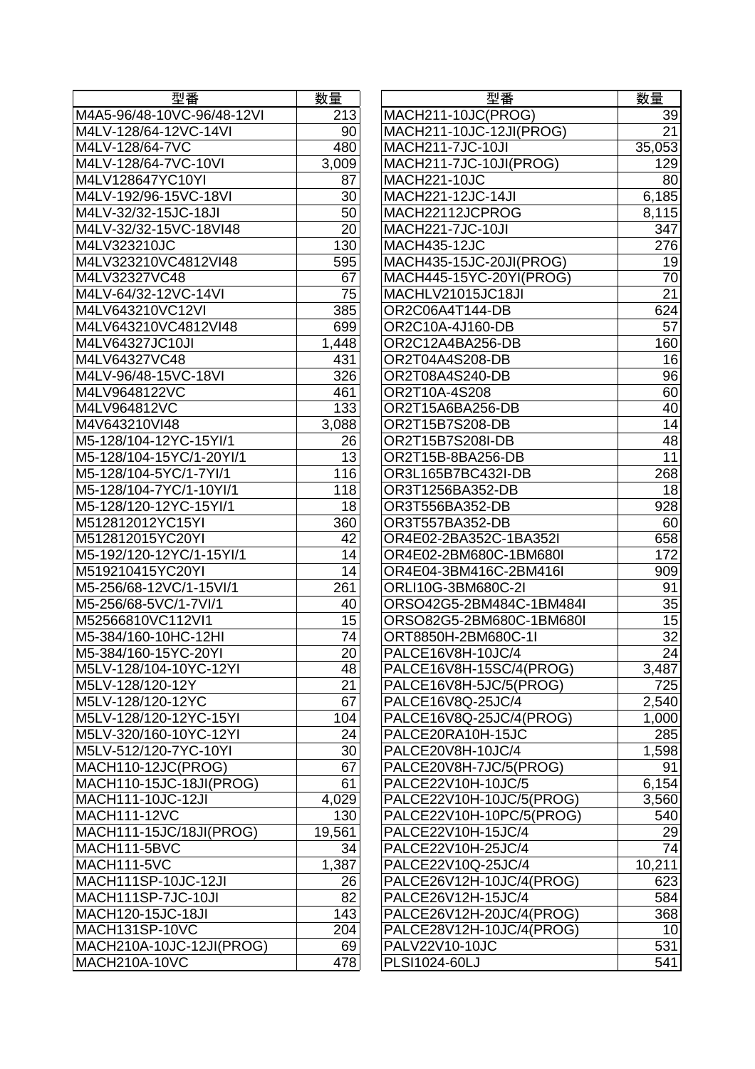| 型番 | 数量 |
| --- | --- |
| M4A5-96/48-10VC-96/48-12VI | 213 |
| M4LV-128/64-12VC-14VI | 90 |
| M4LV-128/64-7VC | 480 |
| M4LV-128/64-7VC-10VI | 3,009 |
| M4LV128647YC10YI | 87 |
| M4LV-192/96-15VC-18VI | 30 |
| M4LV-32/32-15JC-18JI | 50 |
| M4LV-32/32-15VC-18VI48 | 20 |
| M4LV323210JC | 130 |
| M4LV323210VC4812VI48 | 595 |
| M4LV32327VC48 | 67 |
| M4LV-64/32-12VC-14VI | 75 |
| M4LV643210VC12VI | 385 |
| M4LV643210VC4812VI48 | 699 |
| M4LV64327JC10JI | 1,448 |
| M4LV64327VC48 | 431 |
| M4LV-96/48-15VC-18VI | 326 |
| M4LV9648122VC | 461 |
| M4LV964812VC | 133 |
| M4V643210VI48 | 3,088 |
| M5-128/104-12YC-15YI/1 | 26 |
| M5-128/104-15YC/1-20YI/1 | 13 |
| M5-128/104-5YC/1-7YI/1 | 116 |
| M5-128/104-7YC/1-10YI/1 | 118 |
| M5-128/120-12YC-15YI/1 | 18 |
| M512812012YC15YI | 360 |
| M512812015YC20YI | 42 |
| M5-192/120-12YC/1-15YI/1 | 14 |
| M519210415YC20YI | 14 |
| M5-256/68-12VC/1-15VI/1 | 261 |
| M5-256/68-5VC/1-7VI/1 | 40 |
| M52566810VC112VI1 | 15 |
| M5-384/160-10HC-12HI | 74 |
| M5-384/160-15YC-20YI | 20 |
| M5LV-128/104-10YC-12YI | 48 |
| M5LV-128/120-12Y | 21 |
| M5LV-128/120-12YC | 67 |
| M5LV-128/120-12YC-15YI | 104 |
| M5LV-320/160-10YC-12YI | 24 |
| M5LV-512/120-7YC-10YI | 30 |
| MACH110-12JC(PROG) | 67 |
| MACH110-15JC-18JI(PROG) | 61 |
| MACH111-10JC-12JI | 4,029 |
| MACH111-12VC | 130 |
| MACH111-15JC/18JI(PROG) | 19,561 |
| MACH111-5BVC | 34 |
| MACH111-5VC | 1,387 |
| MACH111SP-10JC-12JI | 26 |
| MACH111SP-7JC-10JI | 82 |
| MACH120-15JC-18JI | 143 |
| MACH131SP-10VC | 204 |
| MACH210A-10JC-12JI(PROG) | 69 |
| MACH210A-10VC | 478 |
| MACH211-10JC(PROG) | 39 |
| MACH211-10JC-12JI(PROG) | 21 |
| MACH211-7JC-10JI | 35,053 |
| MACH211-7JC-10JI(PROG) | 129 |
| MACH221-10JC | 80 |
| MACH221-12JC-14JI | 6,185 |
| MACH22112JCPROG | 8,115 |
| MACH221-7JC-10JI | 347 |
| MACH435-12JC | 276 |
| MACH435-15JC-20JI(PROG) | 19 |
| MACH445-15YC-20YI(PROG) | 70 |
| MACHLV21015JC18JI | 21 |
| OR2C06A4T144-DB | 624 |
| OR2C10A-4J160-DB | 57 |
| OR2C12A4BA256-DB | 160 |
| OR2T04A4S208-DB | 16 |
| OR2T08A4S240-DB | 96 |
| OR2T10A-4S208 | 60 |
| OR2T15A6BA256-DB | 40 |
| OR2T15B7S208-DB | 14 |
| OR2T15B7S208I-DB | 48 |
| OR2T15B-8BA256-DB | 11 |
| OR3L165B7BC432I-DB | 268 |
| OR3T1256BA352-DB | 18 |
| OR3T556BA352-DB | 928 |
| OR3T557BA352-DB | 60 |
| OR4E02-2BA352C-1BA352I | 658 |
| OR4E02-2BM680C-1BM680I | 172 |
| OR4E04-3BM416C-2BM416I | 909 |
| ORLI10G-3BM680C-2I | 91 |
| ORSO42G5-2BM484C-1BM484I | 35 |
| ORSO82G5-2BM680C-1BM680I | 15 |
| ORT8850H-2BM680C-1I | 32 |
| PALCE16V8H-10JC/4 | 24 |
| PALCE16V8H-15SC/4(PROG) | 3,487 |
| PALCE16V8H-5JC/5(PROG) | 725 |
| PALCE16V8Q-25JC/4 | 2,540 |
| PALCE16V8Q-25JC/4(PROG) | 1,000 |
| PALCE20RA10H-15JC | 285 |
| PALCE20V8H-10JC/4 | 1,598 |
| PALCE20V8H-7JC/5(PROG) | 91 |
| PALCE22V10H-10JC/5 | 6,154 |
| PALCE22V10H-10JC/5(PROG) | 3,560 |
| PALCE22V10H-10PC/5(PROG) | 540 |
| PALCE22V10H-15JC/4 | 29 |
| PALCE22V10H-25JC/4 | 74 |
| PALCE22V10Q-25JC/4 | 10,211 |
| PALCE26V12H-10JC/4(PROG) | 623 |
| PALCE26V12H-15JC/4 | 584 |
| PALCE26V12H-20JC/4(PROG) | 368 |
| PALCE28V12H-10JC/4(PROG) | 10 |
| PALV22V10-10JC | 531 |
| PLSI1024-60LJ | 541 |